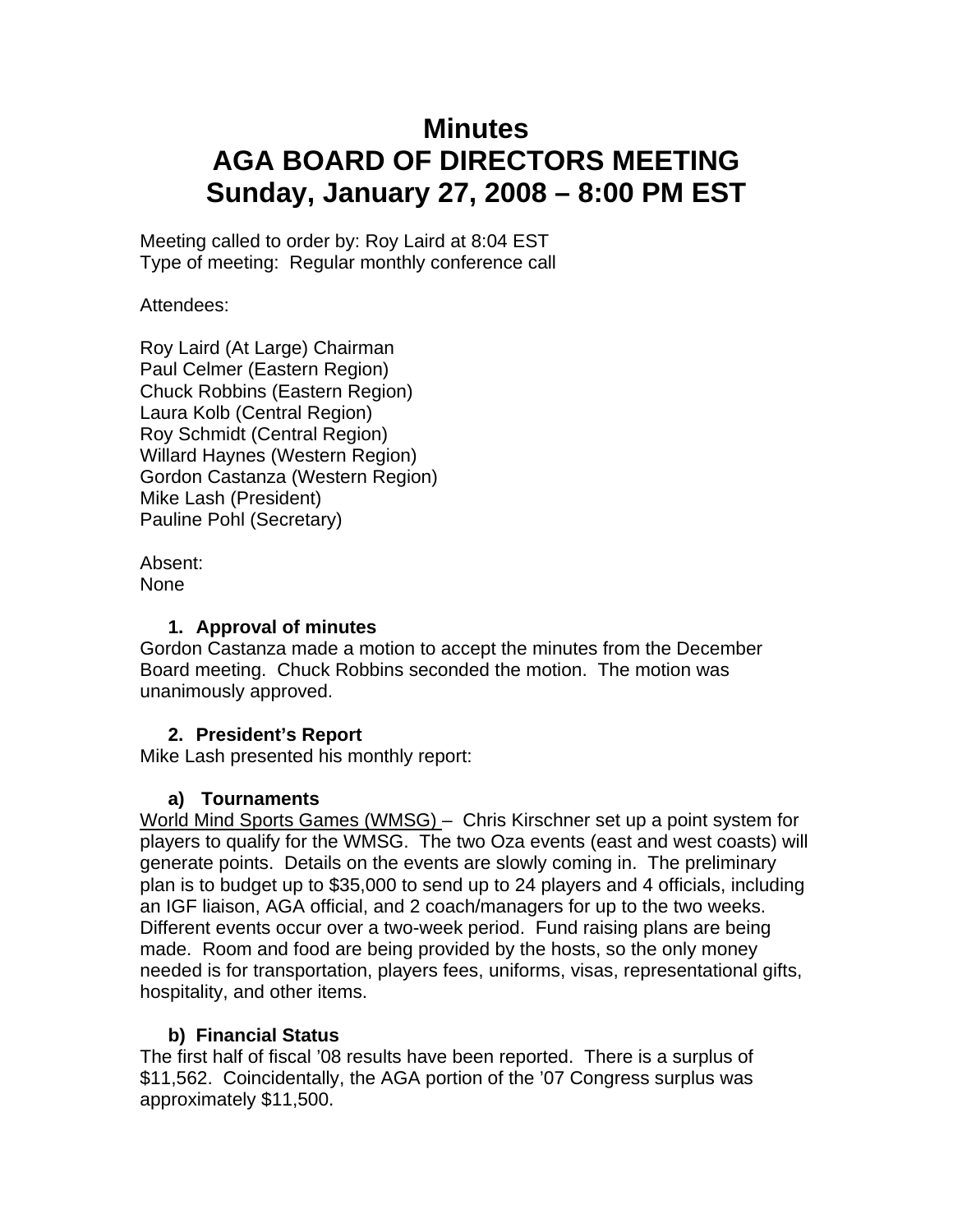# Minutes
# AGA BOARD OF DIRECTORS MEETING
# Sunday, January 27, 2008 – 8:00 PM EST

Meeting called to order by: Roy Laird at 8:04 EST
Type of meeting: Regular monthly conference call

Attendees:

Roy Laird (At Large) Chairman
Paul Celmer (Eastern Region)
Chuck Robbins (Eastern Region)
Laura Kolb (Central Region)
Roy Schmidt (Central Region)
Willard Haynes (Western Region)
Gordon Castanza (Western Region)
Mike Lash (President)
Pauline Pohl (Secretary)

Absent:
None

### 1. Approval of minutes

Gordon Castanza made a motion to accept the minutes from the December Board meeting. Chuck Robbins seconded the motion. The motion was unanimously approved.

### 2. President's Report

Mike Lash presented his monthly report:

#### a) Tournaments

World Mind Sports Games (WMSG) – Chris Kirschner set up a point system for players to qualify for the WMSG. The two Oza events (east and west coasts) will generate points. Details on the events are slowly coming in. The preliminary plan is to budget up to $35,000 to send up to 24 players and 4 officials, including an IGF liaison, AGA official, and 2 coach/managers for up to the two weeks. Different events occur over a two-week period. Fund raising plans are being made. Room and food are being provided by the hosts, so the only money needed is for transportation, players fees, uniforms, visas, representational gifts, hospitality, and other items.

#### b) Financial Status

The first half of fiscal '08 results have been reported. There is a surplus of $11,562. Coincidentally, the AGA portion of the '07 Congress surplus was approximately $11,500.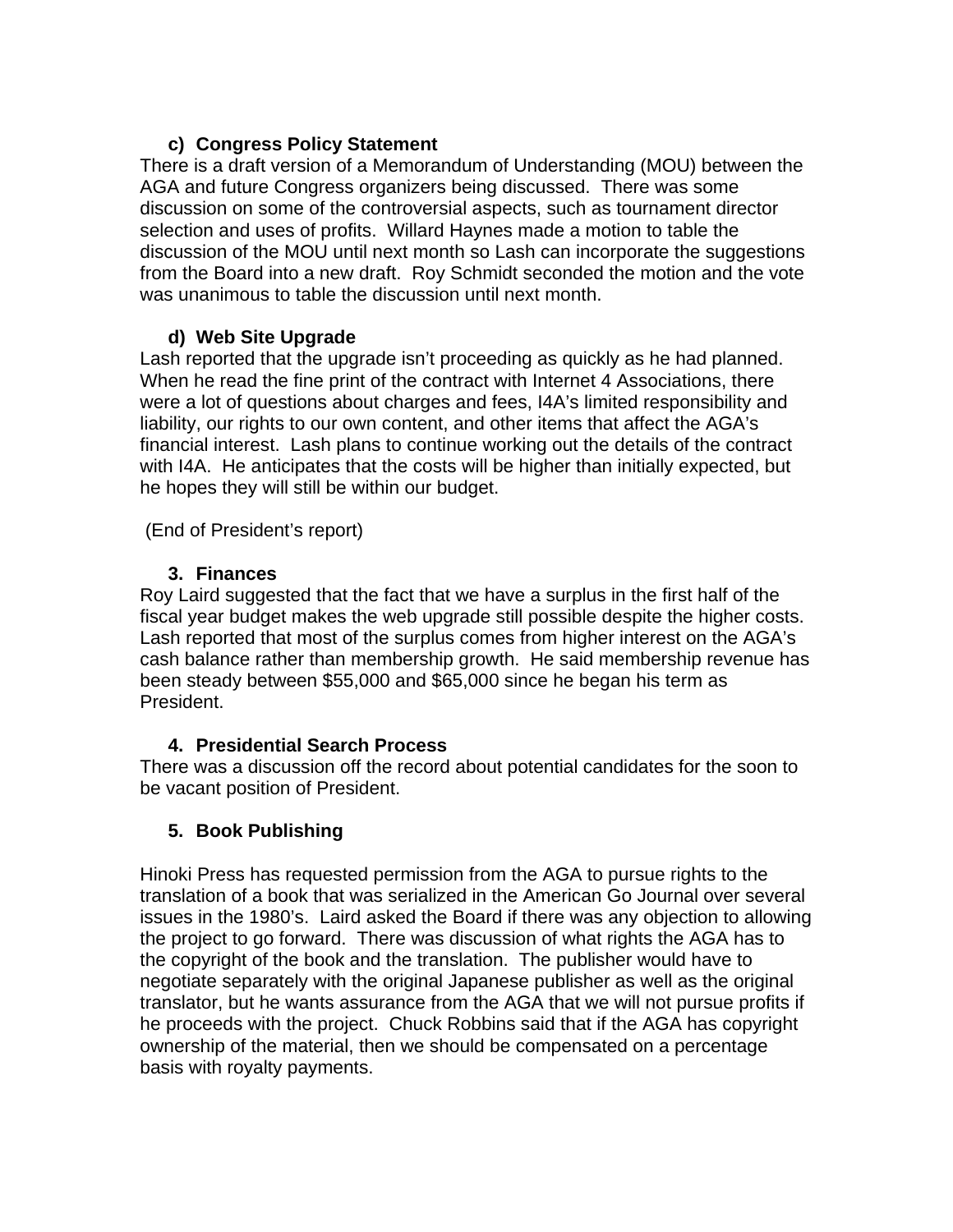### c) Congress Policy Statement

There is a draft version of a Memorandum of Understanding (MOU) between the AGA and future Congress organizers being discussed. There was some discussion on some of the controversial aspects, such as tournament director selection and uses of profits. Willard Haynes made a motion to table the discussion of the MOU until next month so Lash can incorporate the suggestions from the Board into a new draft. Roy Schmidt seconded the motion and the vote was unanimous to table the discussion until next month.

### d) Web Site Upgrade

Lash reported that the upgrade isn't proceeding as quickly as he had planned. When he read the fine print of the contract with Internet 4 Associations, there were a lot of questions about charges and fees, I4A's limited responsibility and liability, our rights to our own content, and other items that affect the AGA's financial interest. Lash plans to continue working out the details of the contract with I4A. He anticipates that the costs will be higher than initially expected, but he hopes they will still be within our budget.

(End of President's report)

### 3. Finances

Roy Laird suggested that the fact that we have a surplus in the first half of the fiscal year budget makes the web upgrade still possible despite the higher costs. Lash reported that most of the surplus comes from higher interest on the AGA's cash balance rather than membership growth. He said membership revenue has been steady between $55,000 and $65,000 since he began his term as President.

### 4. Presidential Search Process

There was a discussion off the record about potential candidates for the soon to be vacant position of President.

### 5. Book Publishing

Hinoki Press has requested permission from the AGA to pursue rights to the translation of a book that was serialized in the American Go Journal over several issues in the 1980's. Laird asked the Board if there was any objection to allowing the project to go forward. There was discussion of what rights the AGA has to the copyright of the book and the translation. The publisher would have to negotiate separately with the original Japanese publisher as well as the original translator, but he wants assurance from the AGA that we will not pursue profits if he proceeds with the project. Chuck Robbins said that if the AGA has copyright ownership of the material, then we should be compensated on a percentage basis with royalty payments.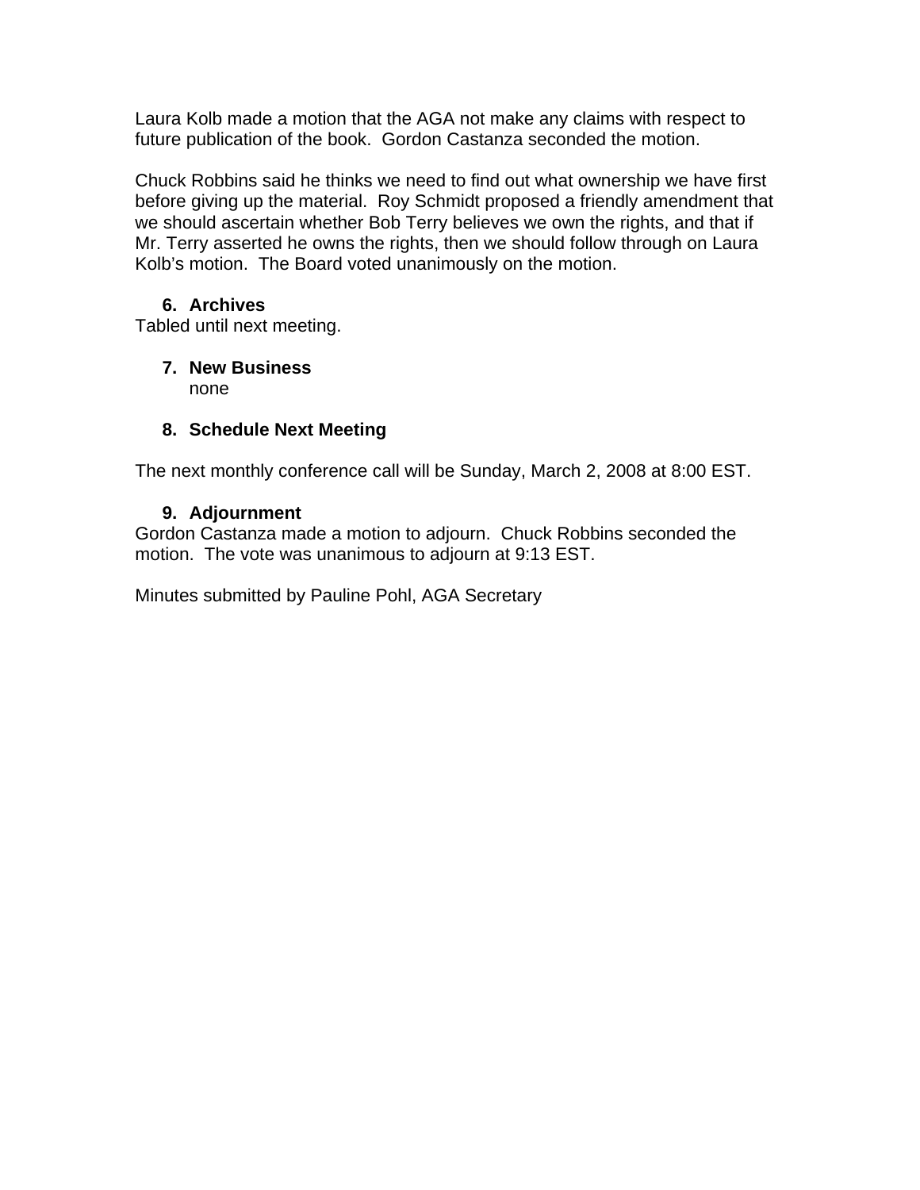Laura Kolb made a motion that the AGA not make any claims with respect to future publication of the book. Gordon Castanza seconded the motion.

Chuck Robbins said he thinks we need to find out what ownership we have first before giving up the material. Roy Schmidt proposed a friendly amendment that we should ascertain whether Bob Terry believes we own the rights, and that if Mr. Terry asserted he owns the rights, then we should follow through on Laura Kolb's motion. The Board voted unanimously on the motion.

6. **Archives**

Tabled until next meeting.

7. **New Business**

   none

8. **Schedule Next Meeting**

The next monthly conference call will be Sunday, March 2, 2008 at 8:00 EST.

9. **Adjournment**

Gordon Castanza made a motion to adjourn. Chuck Robbins seconded the motion. The vote was unanimous to adjourn at 9:13 EST.

Minutes submitted by Pauline Pohl, AGA Secretary